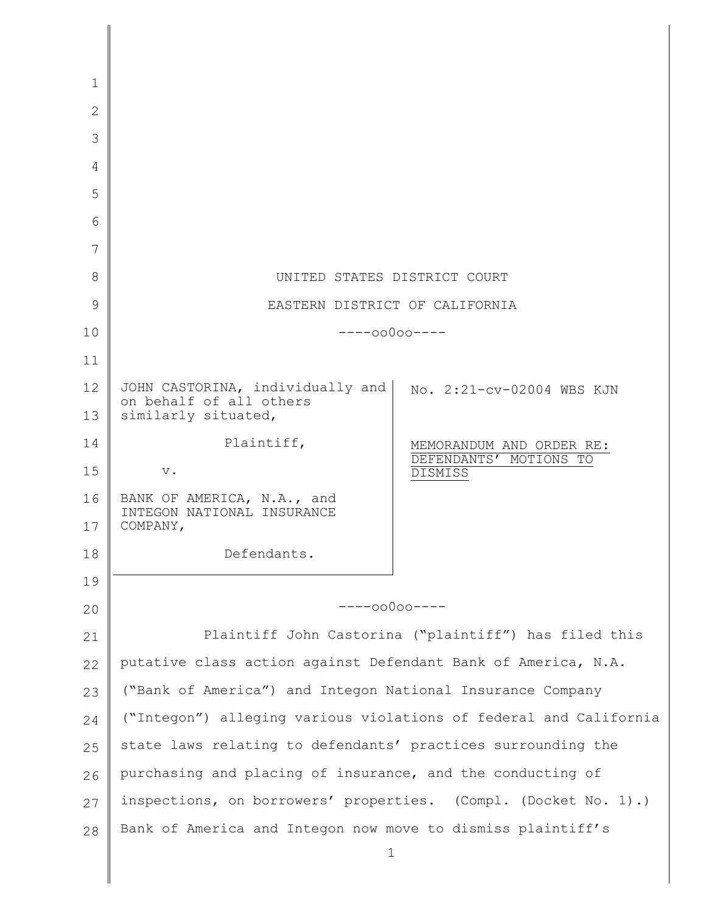UNITED STATES DISTRICT COURT

EASTERN DISTRICT OF CALIFORNIA

----oo0oo----

| | |
|---|---|
| JOHN CASTORINA, individually and on behalf of all others similarly situated,<br><br>Plaintiff,<br><br>v.<br><br>BANK OF AMERICA, N.A., and INTEGON NATIONAL INSURANCE COMPANY,<br><br>Defendants. | No. 2:21-cv-02004 WBS KJN<br><br><u>MEMORANDUM AND ORDER RE: DEFENDANTS' MOTIONS TO DISMISS</u> |

----oo0oo----

Plaintiff John Castorina ("plaintiff") has filed this putative class action against Defendant Bank of America, N.A. ("Bank of America") and Integon National Insurance Company ("Integon") alleging various violations of federal and California state laws relating to defendants' practices surrounding the purchasing and placing of insurance, and the conducting of inspections, on borrowers' properties. (Compl. (Docket No. 1).) Bank of America and Integon now move to dismiss plaintiff's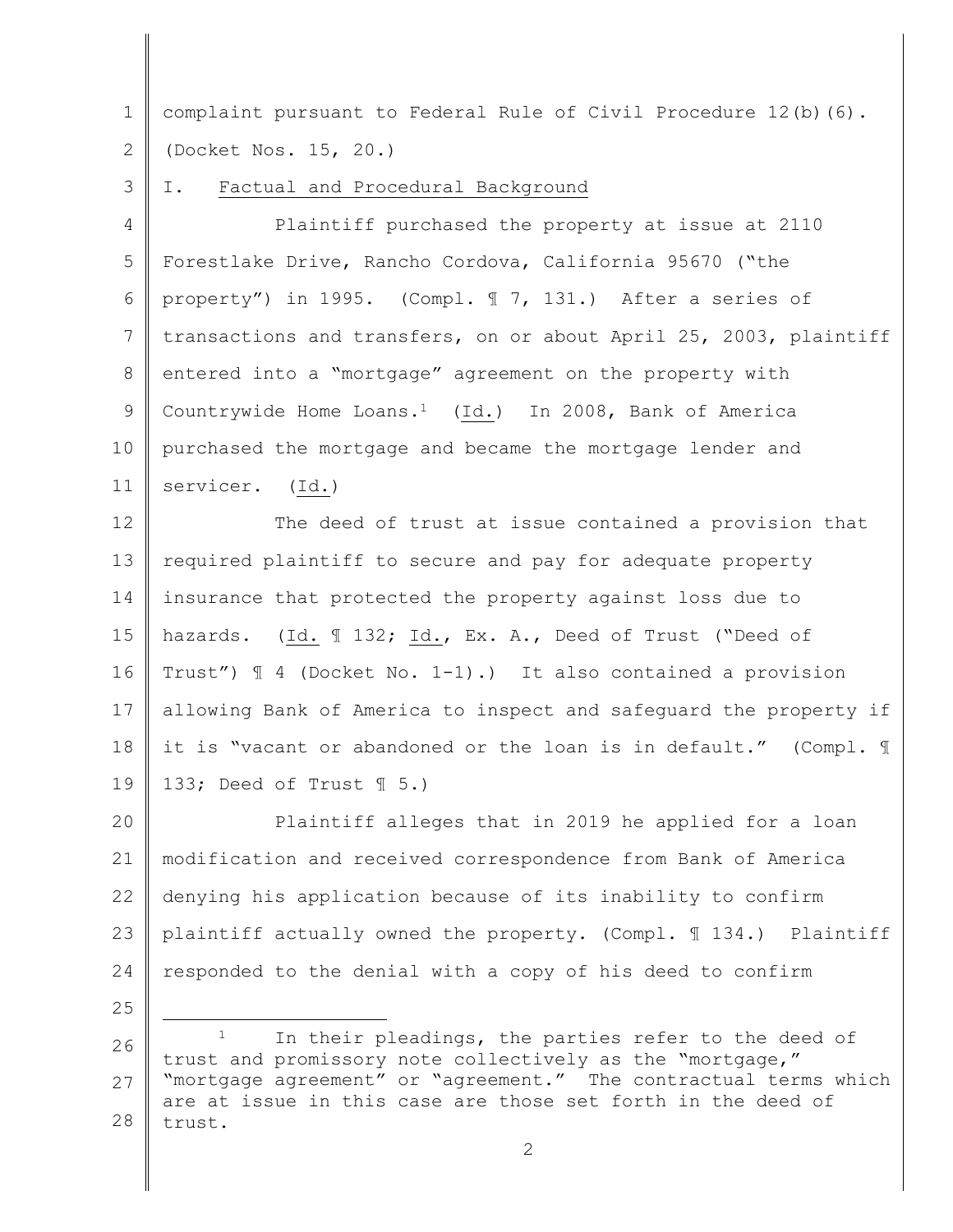complaint pursuant to Federal Rule of Civil Procedure 12(b)(6). (Docket Nos. 15, 20.)

I. Factual and Procedural Background

Plaintiff purchased the property at issue at 2110 Forestlake Drive, Rancho Cordova, California 95670 ("the property") in 1995. (Compl. ¶ 7, 131.) After a series of transactions and transfers, on or about April 25, 2003, plaintiff entered into a "mortgage" agreement on the property with Countrywide Home Loans.[1] (Id.) In 2008, Bank of America purchased the mortgage and became the mortgage lender and servicer. (Id.)

The deed of trust at issue contained a provision that required plaintiff to secure and pay for adequate property insurance that protected the property against loss due to hazards. (Id. ¶ 132; Id., Ex. A., Deed of Trust ("Deed of Trust") ¶ 4 (Docket No. 1-1).) It also contained a provision allowing Bank of America to inspect and safeguard the property if it is "vacant or abandoned or the loan is in default." (Compl. ¶ 133; Deed of Trust ¶ 5.)

Plaintiff alleges that in 2019 he applied for a loan modification and received correspondence from Bank of America denying his application because of its inability to confirm plaintiff actually owned the property. (Compl. ¶ 134.) Plaintiff responded to the denial with a copy of his deed to confirm

[1] In their pleadings, the parties refer to the deed of trust and promissory note collectively as the "mortgage," "mortgage agreement" or "agreement." The contractual terms which are at issue in this case are those set forth in the deed of trust.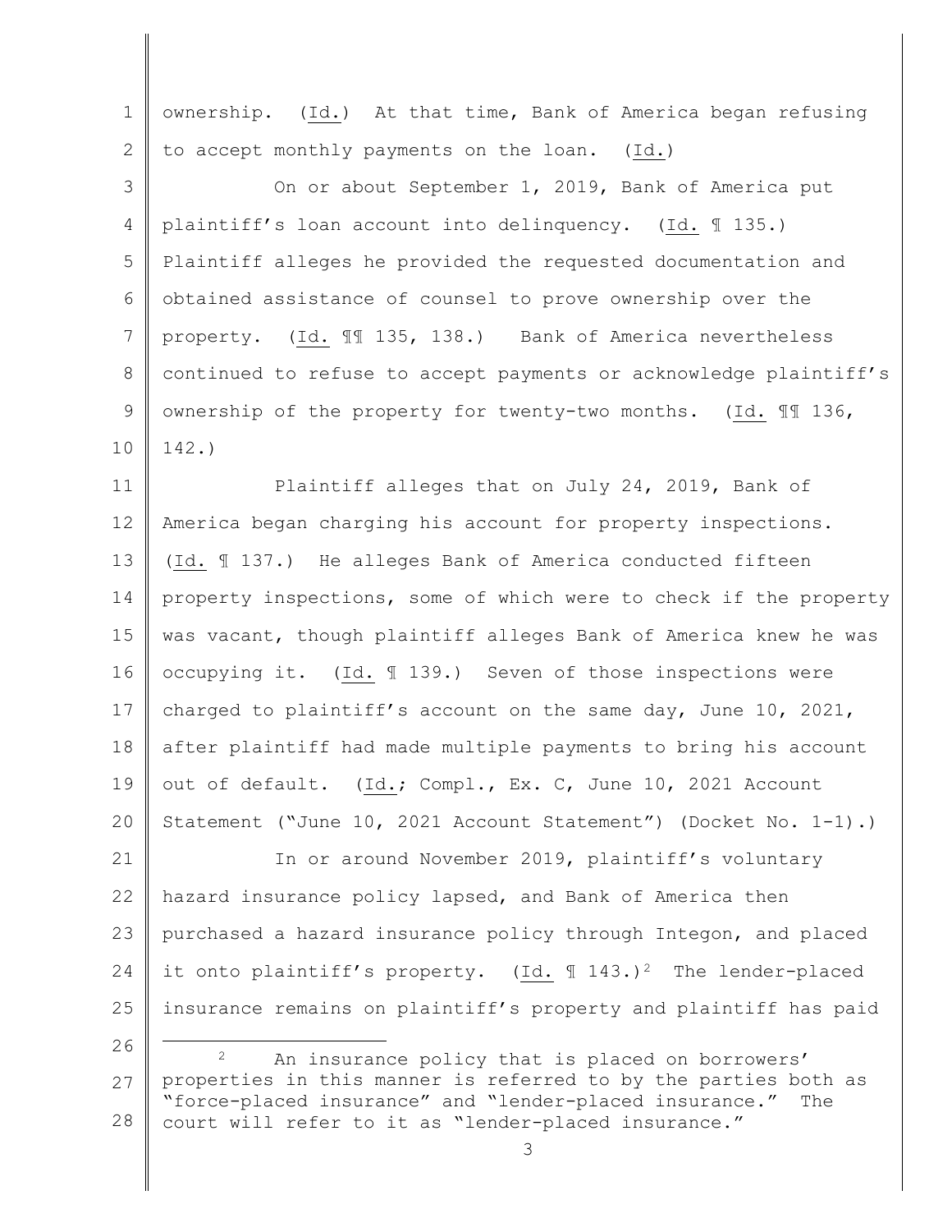ownership. (Id.) At that time, Bank of America began refusing to accept monthly payments on the loan. (Id.)

On or about September 1, 2019, Bank of America put plaintiff's loan account into delinquency. (Id. ¶ 135.) Plaintiff alleges he provided the requested documentation and obtained assistance of counsel to prove ownership over the property. (Id. ¶¶ 135, 138.) Bank of America nevertheless continued to refuse to accept payments or acknowledge plaintiff's ownership of the property for twenty-two months. (Id. ¶¶ 136, 142.)

Plaintiff alleges that on July 24, 2019, Bank of America began charging his account for property inspections. (Id. ¶ 137.) He alleges Bank of America conducted fifteen property inspections, some of which were to check if the property was vacant, though plaintiff alleges Bank of America knew he was occupying it. (Id. ¶ 139.) Seven of those inspections were charged to plaintiff's account on the same day, June 10, 2021, after plaintiff had made multiple payments to bring his account out of default. (Id.; Compl., Ex. C, June 10, 2021 Account Statement ("June 10, 2021 Account Statement") (Docket No. 1-1).)

In or around November 2019, plaintiff's voluntary hazard insurance policy lapsed, and Bank of America then purchased a hazard insurance policy through Integon, and placed it onto plaintiff's property. (Id. ¶ 143.)[2] The lender-placed insurance remains on plaintiff's property and plaintiff has paid

[2] An insurance policy that is placed on borrowers' properties in this manner is referred to by the parties both as "force-placed insurance" and "lender-placed insurance." The court will refer to it as "lender-placed insurance."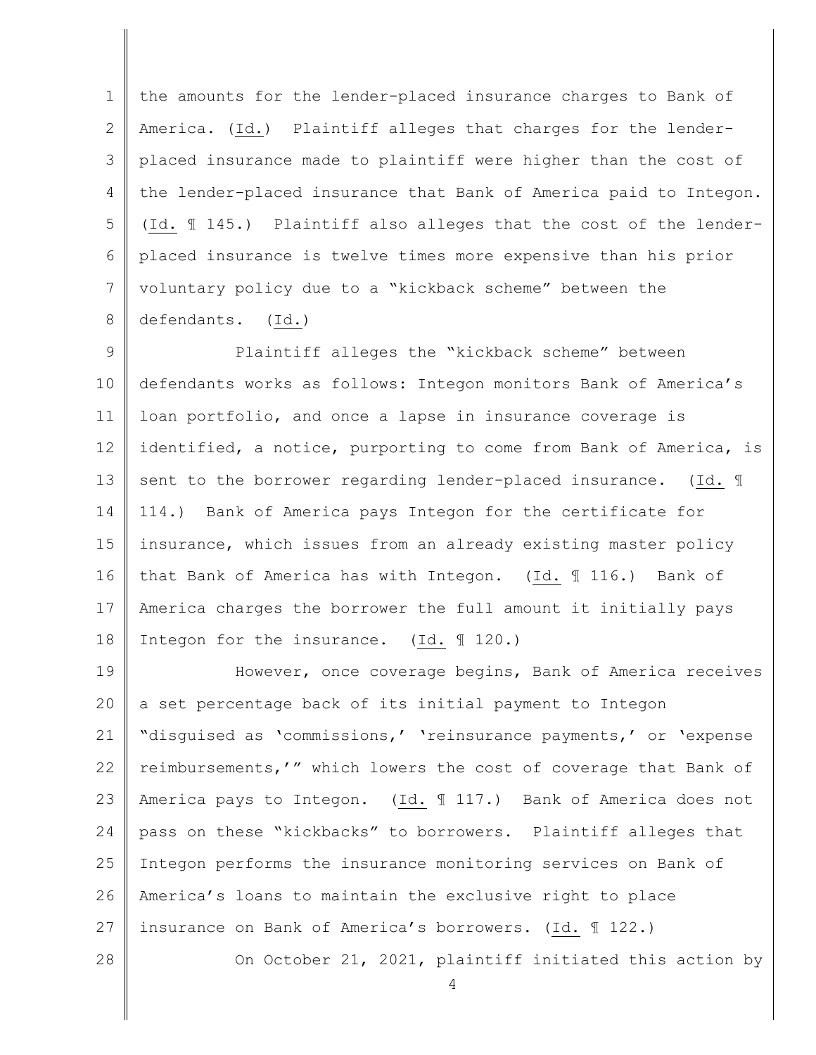the amounts for the lender-placed insurance charges to Bank of America. (Id.) Plaintiff alleges that charges for the lender-placed insurance made to plaintiff were higher than the cost of the lender-placed insurance that Bank of America paid to Integon. (Id. ¶ 145.) Plaintiff also alleges that the cost of the lender-placed insurance is twelve times more expensive than his prior voluntary policy due to a "kickback scheme" between the defendants. (Id.)

Plaintiff alleges the "kickback scheme" between defendants works as follows: Integon monitors Bank of America's loan portfolio, and once a lapse in insurance coverage is identified, a notice, purporting to come from Bank of America, is sent to the borrower regarding lender-placed insurance. (Id. ¶ 114.) Bank of America pays Integon for the certificate for insurance, which issues from an already existing master policy that Bank of America has with Integon. (Id. ¶ 116.) Bank of America charges the borrower the full amount it initially pays Integon for the insurance. (Id. ¶ 120.)

However, once coverage begins, Bank of America receives a set percentage back of its initial payment to Integon "disguised as 'commissions,' 'reinsurance payments,' or 'expense reimbursements,'" which lowers the cost of coverage that Bank of America pays to Integon. (Id. ¶ 117.) Bank of America does not pass on these "kickbacks" to borrowers. Plaintiff alleges that Integon performs the insurance monitoring services on Bank of America's loans to maintain the exclusive right to place insurance on Bank of America's borrowers. (Id. ¶ 122.)

On October 21, 2021, plaintiff initiated this action by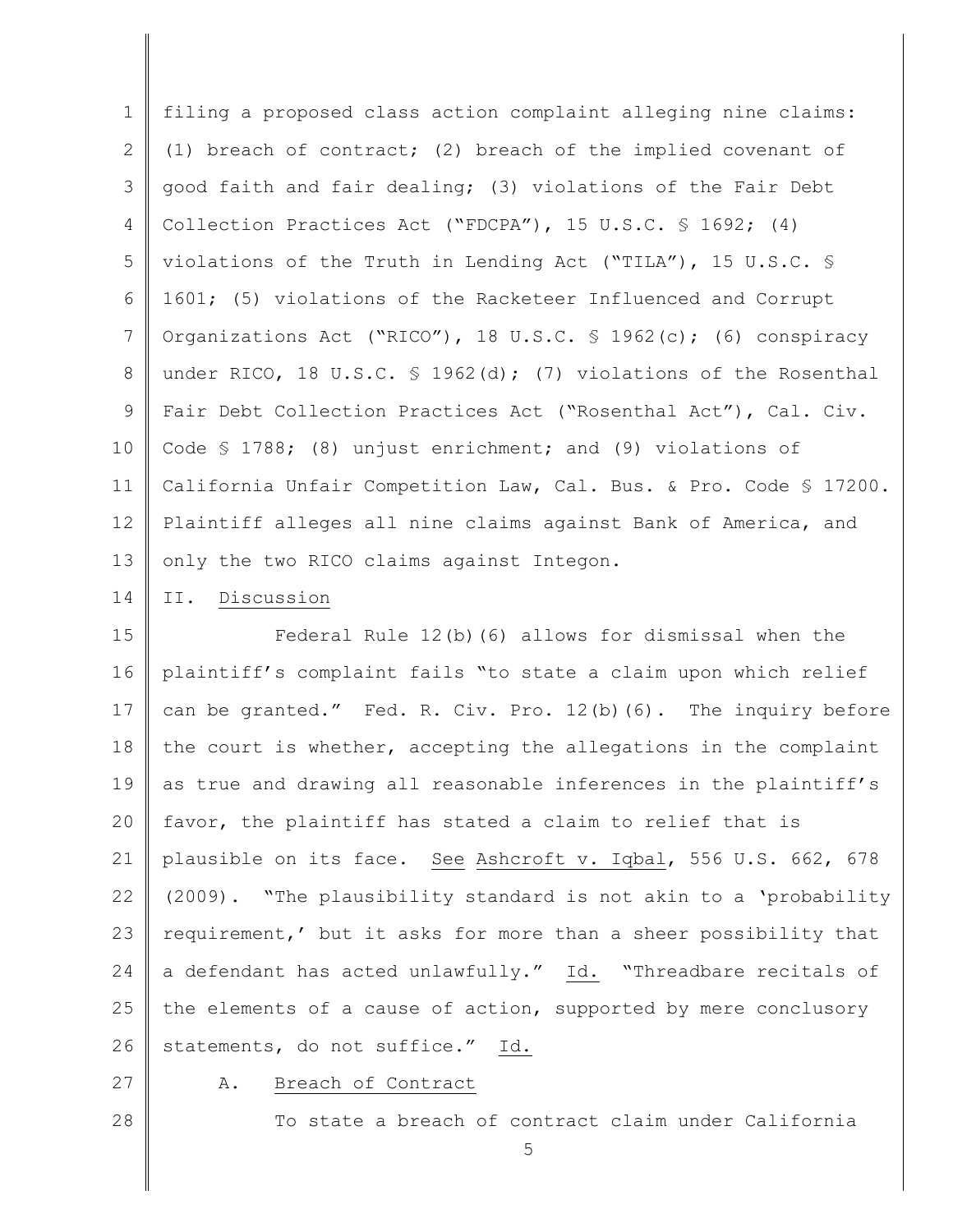filing a proposed class action complaint alleging nine claims: (1) breach of contract; (2) breach of the implied covenant of good faith and fair dealing; (3) violations of the Fair Debt Collection Practices Act ("FDCPA"), 15 U.S.C. § 1692; (4) violations of the Truth in Lending Act ("TILA"), 15 U.S.C. § 1601; (5) violations of the Racketeer Influenced and Corrupt Organizations Act ("RICO"), 18 U.S.C. § 1962(c); (6) conspiracy under RICO, 18 U.S.C. § 1962(d); (7) violations of the Rosenthal Fair Debt Collection Practices Act ("Rosenthal Act"), Cal. Civ. Code § 1788; (8) unjust enrichment; and (9) violations of California Unfair Competition Law, Cal. Bus. & Pro. Code § 17200. Plaintiff alleges all nine claims against Bank of America, and only the two RICO claims against Integon.

## II. Discussion

Federal Rule 12(b)(6) allows for dismissal when the plaintiff's complaint fails "to state a claim upon which relief can be granted." Fed. R. Civ. Pro. 12(b)(6). The inquiry before the court is whether, accepting the allegations in the complaint as true and drawing all reasonable inferences in the plaintiff's favor, the plaintiff has stated a claim to relief that is plausible on its face. See Ashcroft v. Iqbal, 556 U.S. 662, 678 (2009). "The plausibility standard is not akin to a 'probability requirement,' but it asks for more than a sheer possibility that a defendant has acted unlawfully." Id. "Threadbare recitals of the elements of a cause of action, supported by mere conclusory statements, do not suffice." Id.

### A. Breach of Contract

To state a breach of contract claim under California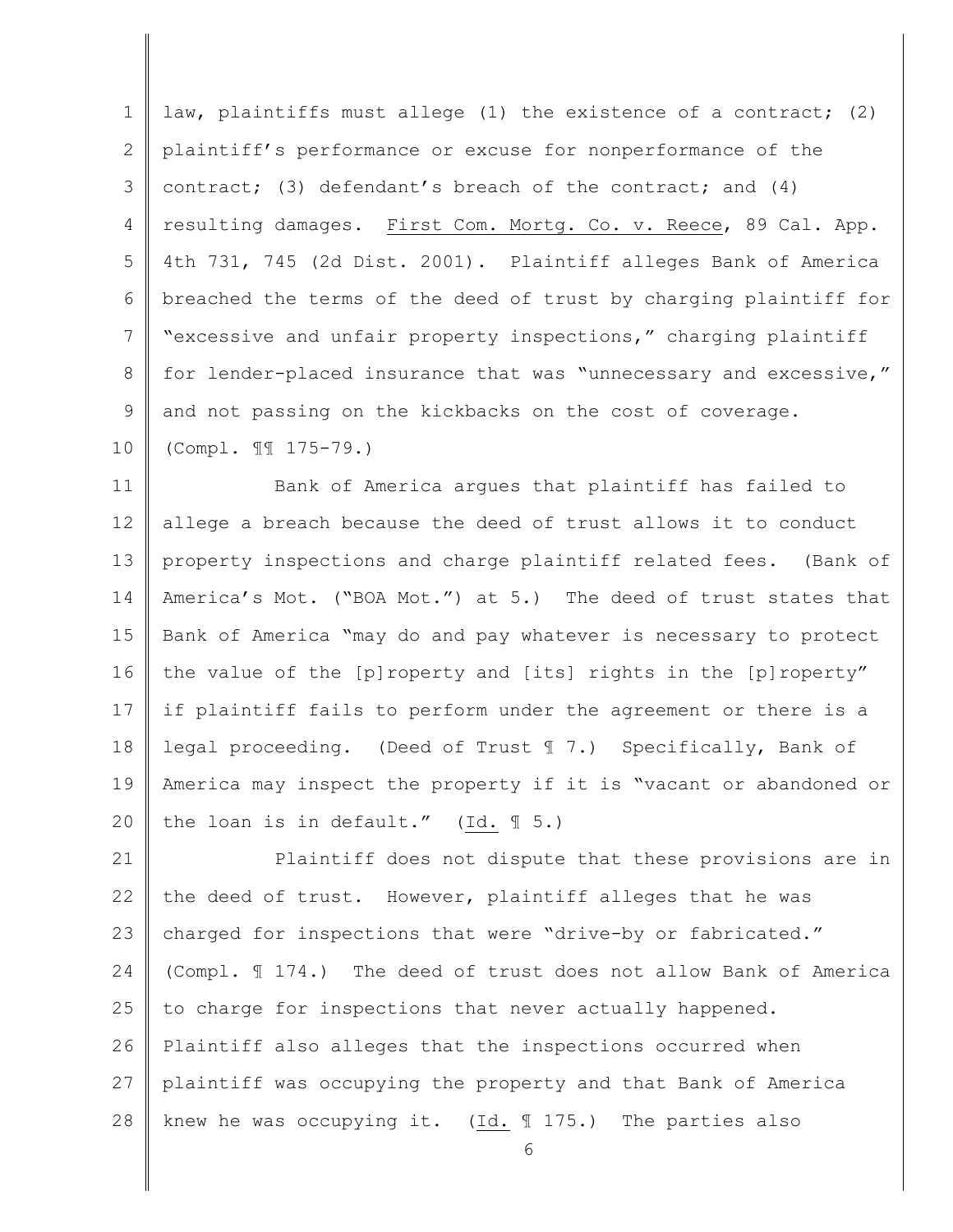law, plaintiffs must allege (1) the existence of a contract; (2) plaintiff's performance or excuse for nonperformance of the contract; (3) defendant's breach of the contract; and (4) resulting damages. First Com. Mortg. Co. v. Reece, 89 Cal. App. 4th 731, 745 (2d Dist. 2001). Plaintiff alleges Bank of America breached the terms of the deed of trust by charging plaintiff for "excessive and unfair property inspections," charging plaintiff for lender-placed insurance that was "unnecessary and excessive," and not passing on the kickbacks on the cost of coverage. (Compl. ¶¶ 175-79.)

Bank of America argues that plaintiff has failed to allege a breach because the deed of trust allows it to conduct property inspections and charge plaintiff related fees. (Bank of America's Mot. ("BOA Mot.") at 5.) The deed of trust states that Bank of America "may do and pay whatever is necessary to protect the value of the [p]roperty and [its] rights in the [p]roperty" if plaintiff fails to perform under the agreement or there is a legal proceeding. (Deed of Trust ¶ 7.) Specifically, Bank of America may inspect the property if it is "vacant or abandoned or the loan is in default." (Id. ¶ 5.)

Plaintiff does not dispute that these provisions are in the deed of trust. However, plaintiff alleges that he was charged for inspections that were "drive-by or fabricated." (Compl. ¶ 174.) The deed of trust does not allow Bank of America to charge for inspections that never actually happened. Plaintiff also alleges that the inspections occurred when plaintiff was occupying the property and that Bank of America knew he was occupying it. (Id. ¶ 175.) The parties also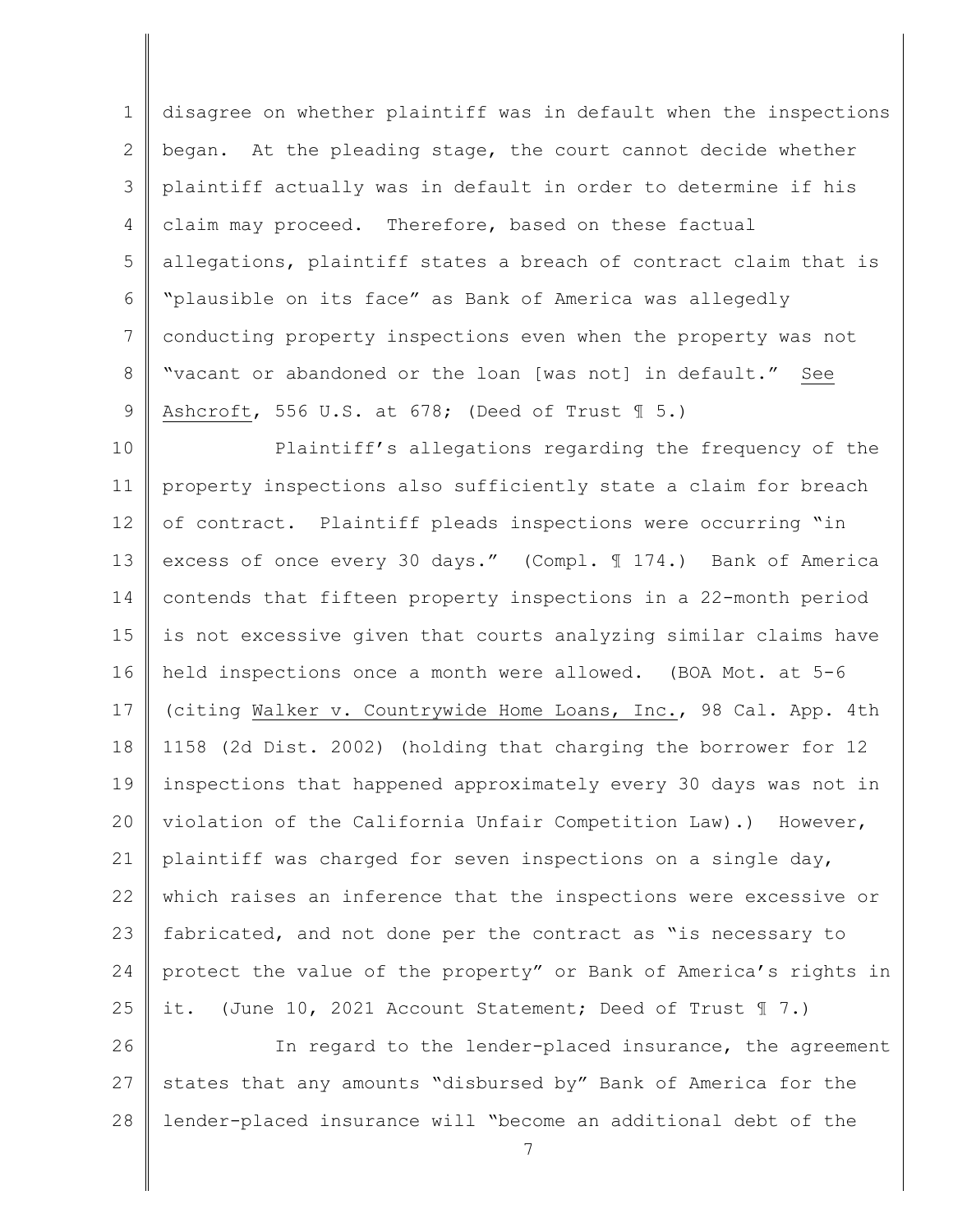disagree on whether plaintiff was in default when the inspections began. At the pleading stage, the court cannot decide whether plaintiff actually was in default in order to determine if his claim may proceed. Therefore, based on these factual allegations, plaintiff states a breach of contract claim that is "plausible on its face" as Bank of America was allegedly conducting property inspections even when the property was not "vacant or abandoned or the loan [was not] in default." See Ashcroft, 556 U.S. at 678; (Deed of Trust ¶ 5.)

Plaintiff's allegations regarding the frequency of the property inspections also sufficiently state a claim for breach of contract. Plaintiff pleads inspections were occurring "in excess of once every 30 days." (Compl. ¶ 174.) Bank of America contends that fifteen property inspections in a 22-month period is not excessive given that courts analyzing similar claims have held inspections once a month were allowed. (BOA Mot. at 5-6 (citing Walker v. Countrywide Home Loans, Inc., 98 Cal. App. 4th 1158 (2d Dist. 2002) (holding that charging the borrower for 12 inspections that happened approximately every 30 days was not in violation of the California Unfair Competition Law).) However, plaintiff was charged for seven inspections on a single day, which raises an inference that the inspections were excessive or fabricated, and not done per the contract as "is necessary to protect the value of the property" or Bank of America's rights in it. (June 10, 2021 Account Statement; Deed of Trust ¶ 7.)

In regard to the lender-placed insurance, the agreement states that any amounts "disbursed by" Bank of America for the lender-placed insurance will "become an additional debt of the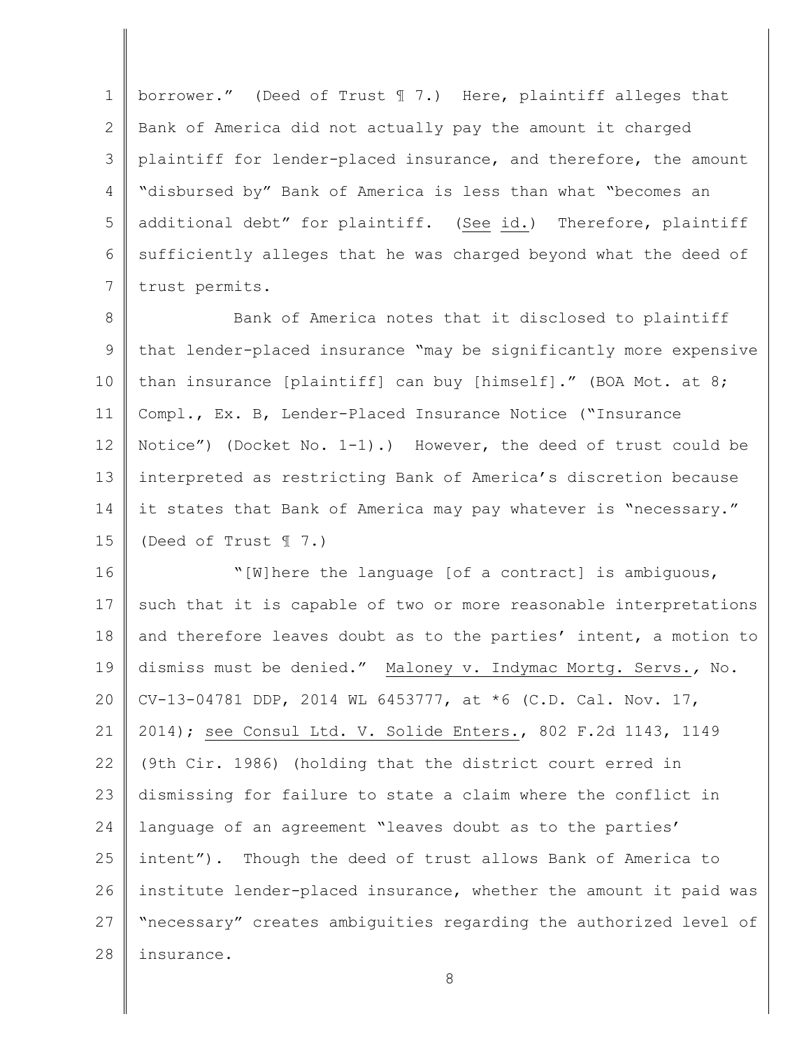borrower." (Deed of Trust ¶ 7.) Here, plaintiff alleges that Bank of America did not actually pay the amount it charged plaintiff for lender-placed insurance, and therefore, the amount "disbursed by" Bank of America is less than what "becomes an additional debt" for plaintiff. (See id.) Therefore, plaintiff sufficiently alleges that he was charged beyond what the deed of trust permits.

Bank of America notes that it disclosed to plaintiff that lender-placed insurance "may be significantly more expensive than insurance [plaintiff] can buy [himself]." (BOA Mot. at 8; Compl., Ex. B, Lender-Placed Insurance Notice ("Insurance Notice") (Docket No. 1-1).) However, the deed of trust could be interpreted as restricting Bank of America's discretion because it states that Bank of America may pay whatever is "necessary." (Deed of Trust ¶ 7.)

"[W]here the language [of a contract] is ambiguous, such that it is capable of two or more reasonable interpretations and therefore leaves doubt as to the parties' intent, a motion to dismiss must be denied." Maloney v. Indymac Mortg. Servs., No. CV-13-04781 DDP, 2014 WL 6453777, at *6 (C.D. Cal. Nov. 17, 2014); see Consul Ltd. V. Solide Enters., 802 F.2d 1143, 1149 (9th Cir. 1986) (holding that the district court erred in dismissing for failure to state a claim where the conflict in language of an agreement "leaves doubt as to the parties' intent"). Though the deed of trust allows Bank of America to institute lender-placed insurance, whether the amount it paid was "necessary" creates ambiguities regarding the authorized level of insurance.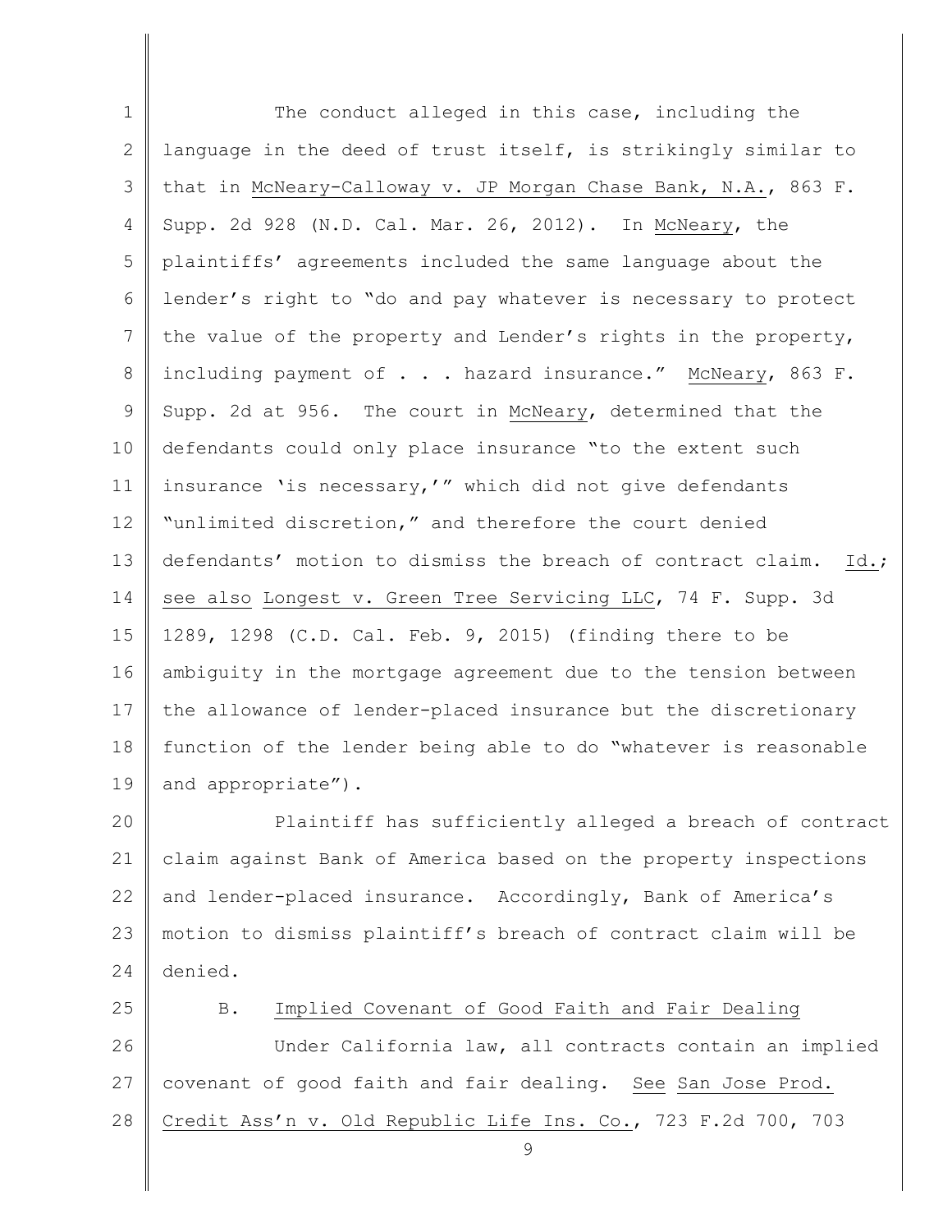The conduct alleged in this case, including the language in the deed of trust itself, is strikingly similar to that in McNeary-Calloway v. JP Morgan Chase Bank, N.A., 863 F. Supp. 2d 928 (N.D. Cal. Mar. 26, 2012). In McNeary, the plaintiffs' agreements included the same language about the lender's right to "do and pay whatever is necessary to protect the value of the property and Lender's rights in the property, including payment of . . . hazard insurance." McNeary, 863 F. Supp. 2d at 956. The court in McNeary, determined that the defendants could only place insurance "to the extent such insurance 'is necessary,'" which did not give defendants "unlimited discretion," and therefore the court denied defendants' motion to dismiss the breach of contract claim. Id.; see also Longest v. Green Tree Servicing LLC, 74 F. Supp. 3d 1289, 1298 (C.D. Cal. Feb. 9, 2015) (finding there to be ambiguity in the mortgage agreement due to the tension between the allowance of lender-placed insurance but the discretionary function of the lender being able to do "whatever is reasonable and appropriate").

Plaintiff has sufficiently alleged a breach of contract claim against Bank of America based on the property inspections and lender-placed insurance. Accordingly, Bank of America's motion to dismiss plaintiff's breach of contract claim will be denied.

### B. Implied Covenant of Good Faith and Fair Dealing

Under California law, all contracts contain an implied covenant of good faith and fair dealing. See San Jose Prod. Credit Ass'n v. Old Republic Life Ins. Co., 723 F.2d 700, 703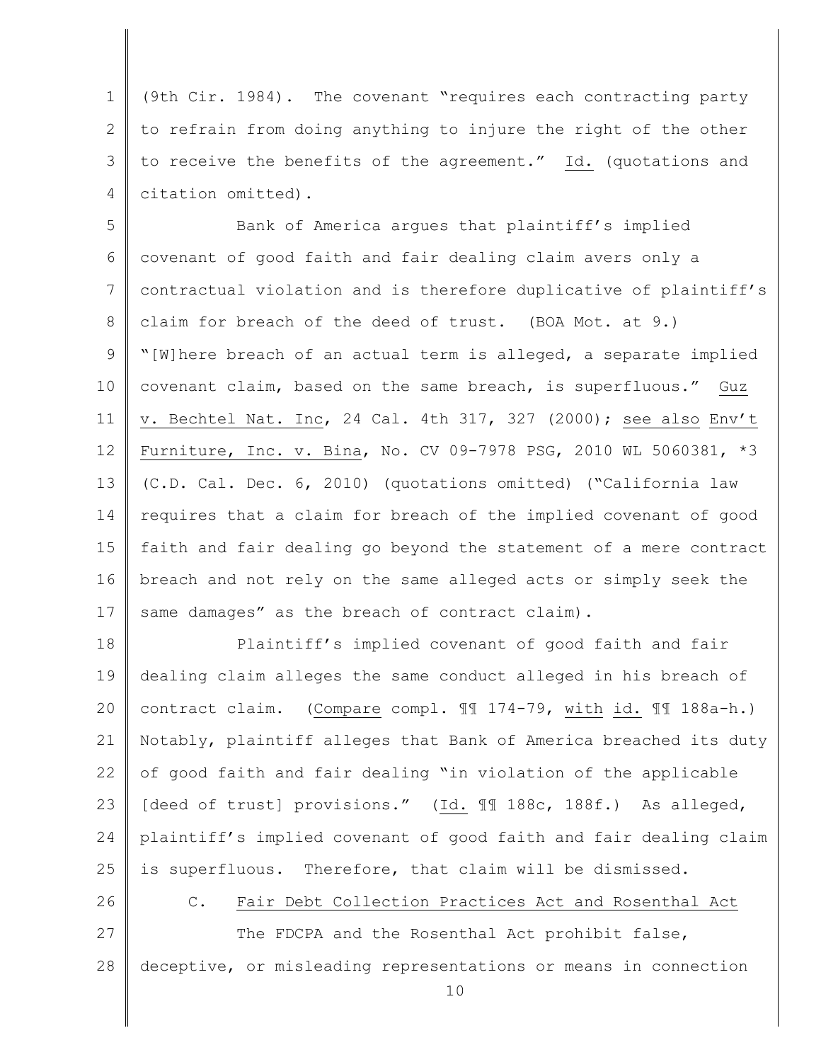(9th Cir. 1984). The covenant "requires each contracting party to refrain from doing anything to injure the right of the other to receive the benefits of the agreement." Id. (quotations and citation omitted).

Bank of America argues that plaintiff's implied covenant of good faith and fair dealing claim avers only a contractual violation and is therefore duplicative of plaintiff's claim for breach of the deed of trust. (BOA Mot. at 9.) "[W]here breach of an actual term is alleged, a separate implied covenant claim, based on the same breach, is superfluous." Guz v. Bechtel Nat. Inc, 24 Cal. 4th 317, 327 (2000); see also Env't Furniture, Inc. v. Bina, No. CV 09-7978 PSG, 2010 WL 5060381, *3 (C.D. Cal. Dec. 6, 2010) (quotations omitted) ("California law requires that a claim for breach of the implied covenant of good faith and fair dealing go beyond the statement of a mere contract breach and not rely on the same alleged acts or simply seek the same damages" as the breach of contract claim).

Plaintiff's implied covenant of good faith and fair dealing claim alleges the same conduct alleged in his breach of contract claim. (Compare compl. ¶¶ 174-79, with id. ¶¶ 188a-h.) Notably, plaintiff alleges that Bank of America breached its duty of good faith and fair dealing "in violation of the applicable [deed of trust] provisions." (Id. ¶¶ 188c, 188f.) As alleged, plaintiff's implied covenant of good faith and fair dealing claim is superfluous. Therefore, that claim will be dismissed.

C. Fair Debt Collection Practices Act and Rosenthal Act

The FDCPA and the Rosenthal Act prohibit false, deceptive, or misleading representations or means in connection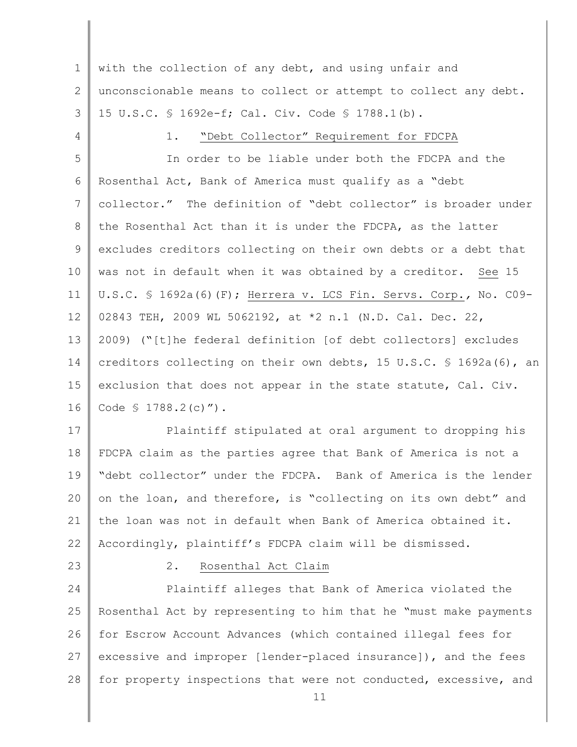with the collection of any debt, and using unfair and unconscionable means to collect or attempt to collect any debt. 15 U.S.C. § 1692e-f; Cal. Civ. Code § 1788.1(b).

1. "Debt Collector" Requirement for FDCPA

In order to be liable under both the FDCPA and the Rosenthal Act, Bank of America must qualify as a "debt collector." The definition of "debt collector" is broader under the Rosenthal Act than it is under the FDCPA, as the latter excludes creditors collecting on their own debts or a debt that was not in default when it was obtained by a creditor. See 15 U.S.C. § 1692a(6)(F); Herrera v. LCS Fin. Servs. Corp., No. C09-02843 TEH, 2009 WL 5062192, at *2 n.1 (N.D. Cal. Dec. 22, 2009) ("[t]he federal definition [of debt collectors] excludes creditors collecting on their own debts, 15 U.S.C. § 1692a(6), an exclusion that does not appear in the state statute, Cal. Civ. Code § 1788.2(c)").

Plaintiff stipulated at oral argument to dropping his FDCPA claim as the parties agree that Bank of America is not a "debt collector" under the FDCPA. Bank of America is the lender on the loan, and therefore, is "collecting on its own debt" and the loan was not in default when Bank of America obtained it. Accordingly, plaintiff's FDCPA claim will be dismissed.

2. Rosenthal Act Claim

Plaintiff alleges that Bank of America violated the Rosenthal Act by representing to him that he "must make payments for Escrow Account Advances (which contained illegal fees for excessive and improper [lender-placed insurance]), and the fees for property inspections that were not conducted, excessive, and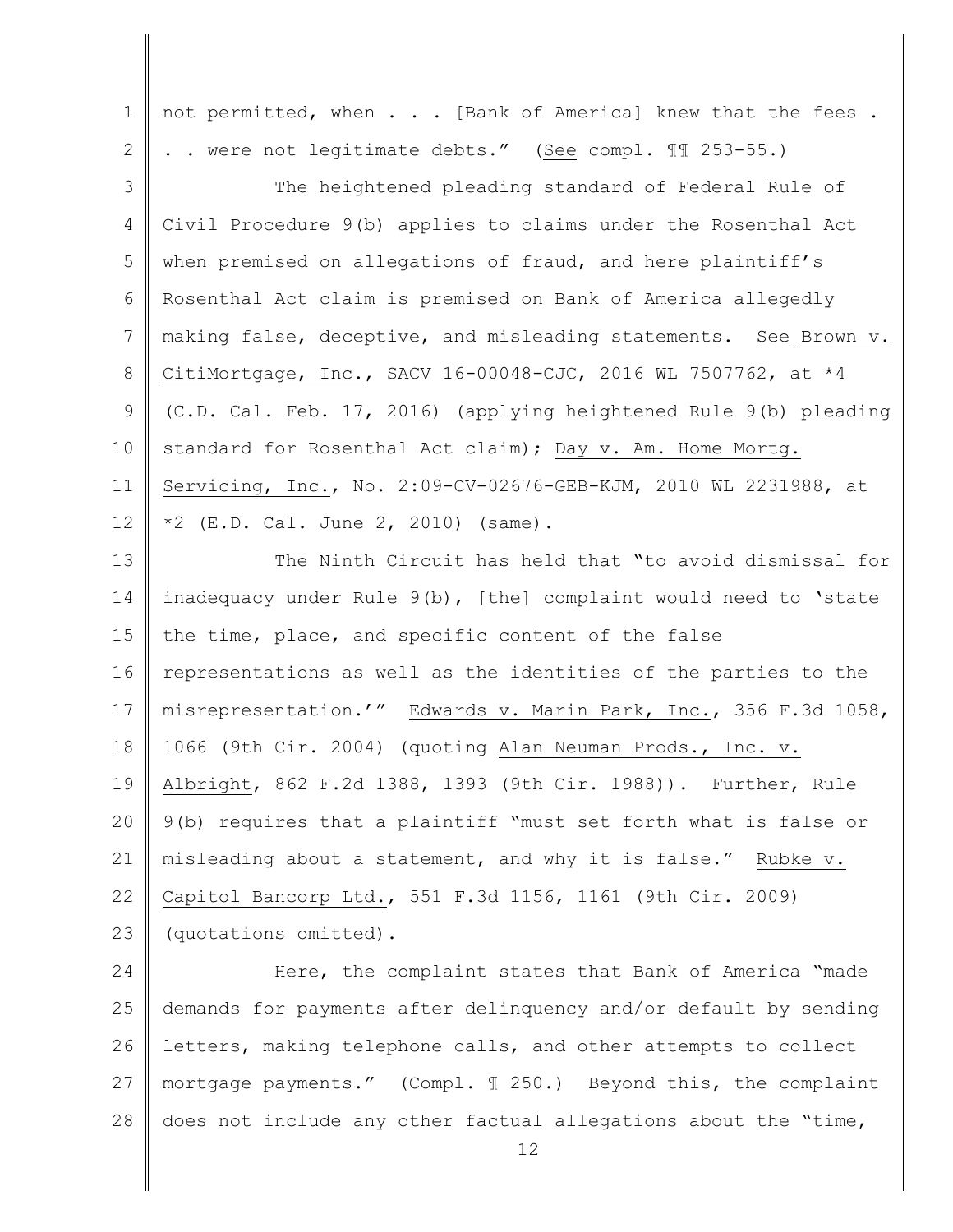not permitted, when . . . [Bank of America] knew that the fees . . . were not legitimate debts." (See compl. ¶¶ 253-55.)

The heightened pleading standard of Federal Rule of Civil Procedure 9(b) applies to claims under the Rosenthal Act when premised on allegations of fraud, and here plaintiff's Rosenthal Act claim is premised on Bank of America allegedly making false, deceptive, and misleading statements. See Brown v. CitiMortgage, Inc., SACV 16-00048-CJC, 2016 WL 7507762, at *4 (C.D. Cal. Feb. 17, 2016) (applying heightened Rule 9(b) pleading standard for Rosenthal Act claim); Day v. Am. Home Mortg. Servicing, Inc., No. 2:09-CV-02676-GEB-KJM, 2010 WL 2231988, at *2 (E.D. Cal. June 2, 2010) (same).

The Ninth Circuit has held that "to avoid dismissal for inadequacy under Rule 9(b), [the] complaint would need to 'state the time, place, and specific content of the false representations as well as the identities of the parties to the misrepresentation.'" Edwards v. Marin Park, Inc., 356 F.3d 1058, 1066 (9th Cir. 2004) (quoting Alan Neuman Prods., Inc. v. Albright, 862 F.2d 1388, 1393 (9th Cir. 1988)). Further, Rule 9(b) requires that a plaintiff "must set forth what is false or misleading about a statement, and why it is false." Rubke v. Capitol Bancorp Ltd., 551 F.3d 1156, 1161 (9th Cir. 2009) (quotations omitted).

Here, the complaint states that Bank of America "made demands for payments after delinquency and/or default by sending letters, making telephone calls, and other attempts to collect mortgage payments." (Compl. ¶ 250.) Beyond this, the complaint does not include any other factual allegations about the "time,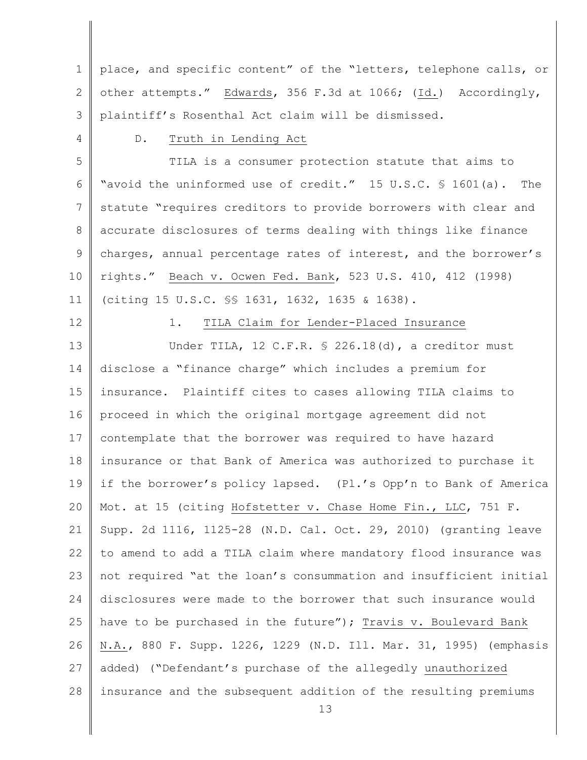place, and specific content" of the "letters, telephone calls, or other attempts." Edwards, 356 F.3d at 1066; (Id.) Accordingly, plaintiff's Rosenthal Act claim will be dismissed.

D. Truth in Lending Act

TILA is a consumer protection statute that aims to "avoid the uninformed use of credit." 15 U.S.C. § 1601(a). The statute "requires creditors to provide borrowers with clear and accurate disclosures of terms dealing with things like finance charges, annual percentage rates of interest, and the borrower's rights." Beach v. Ocwen Fed. Bank, 523 U.S. 410, 412 (1998) (citing 15 U.S.C. §§ 1631, 1632, 1635 & 1638).

1. TILA Claim for Lender-Placed Insurance

Under TILA, 12 C.F.R. § 226.18(d), a creditor must disclose a "finance charge" which includes a premium for insurance. Plaintiff cites to cases allowing TILA claims to proceed in which the original mortgage agreement did not contemplate that the borrower was required to have hazard insurance or that Bank of America was authorized to purchase it if the borrower's policy lapsed. (Pl.'s Opp'n to Bank of America Mot. at 15 (citing Hofstetter v. Chase Home Fin., LLC, 751 F. Supp. 2d 1116, 1125-28 (N.D. Cal. Oct. 29, 2010) (granting leave to amend to add a TILA claim where mandatory flood insurance was not required "at the loan's consummation and insufficient initial disclosures were made to the borrower that such insurance would have to be purchased in the future"); Travis v. Boulevard Bank N.A., 880 F. Supp. 1226, 1229 (N.D. Ill. Mar. 31, 1995) (emphasis added) ("Defendant's purchase of the allegedly unauthorized insurance and the subsequent addition of the resulting premiums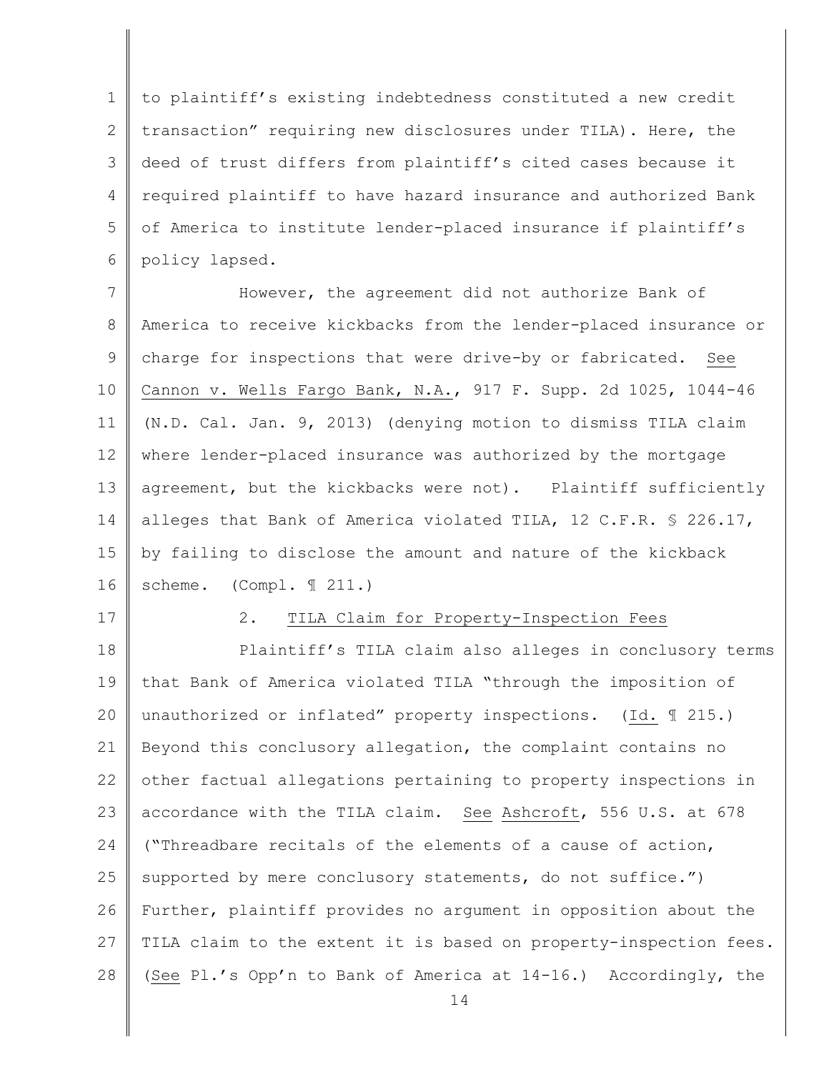to plaintiff's existing indebtedness constituted a new credit transaction" requiring new disclosures under TILA). Here, the deed of trust differs from plaintiff's cited cases because it required plaintiff to have hazard insurance and authorized Bank of America to institute lender-placed insurance if plaintiff's policy lapsed.

However, the agreement did not authorize Bank of America to receive kickbacks from the lender-placed insurance or charge for inspections that were drive-by or fabricated. See Cannon v. Wells Fargo Bank, N.A., 917 F. Supp. 2d 1025, 1044-46 (N.D. Cal. Jan. 9, 2013) (denying motion to dismiss TILA claim where lender-placed insurance was authorized by the mortgage agreement, but the kickbacks were not). Plaintiff sufficiently alleges that Bank of America violated TILA, 12 C.F.R. § 226.17, by failing to disclose the amount and nature of the kickback scheme. (Compl. ¶ 211.)

2. TILA Claim for Property-Inspection Fees

Plaintiff's TILA claim also alleges in conclusory terms that Bank of America violated TILA "through the imposition of unauthorized or inflated" property inspections. (Id. ¶ 215.) Beyond this conclusory allegation, the complaint contains no other factual allegations pertaining to property inspections in accordance with the TILA claim. See Ashcroft, 556 U.S. at 678 ("Threadbare recitals of the elements of a cause of action, supported by mere conclusory statements, do not suffice.") Further, plaintiff provides no argument in opposition about the TILA claim to the extent it is based on property-inspection fees. (See Pl.'s Opp'n to Bank of America at 14-16.) Accordingly, the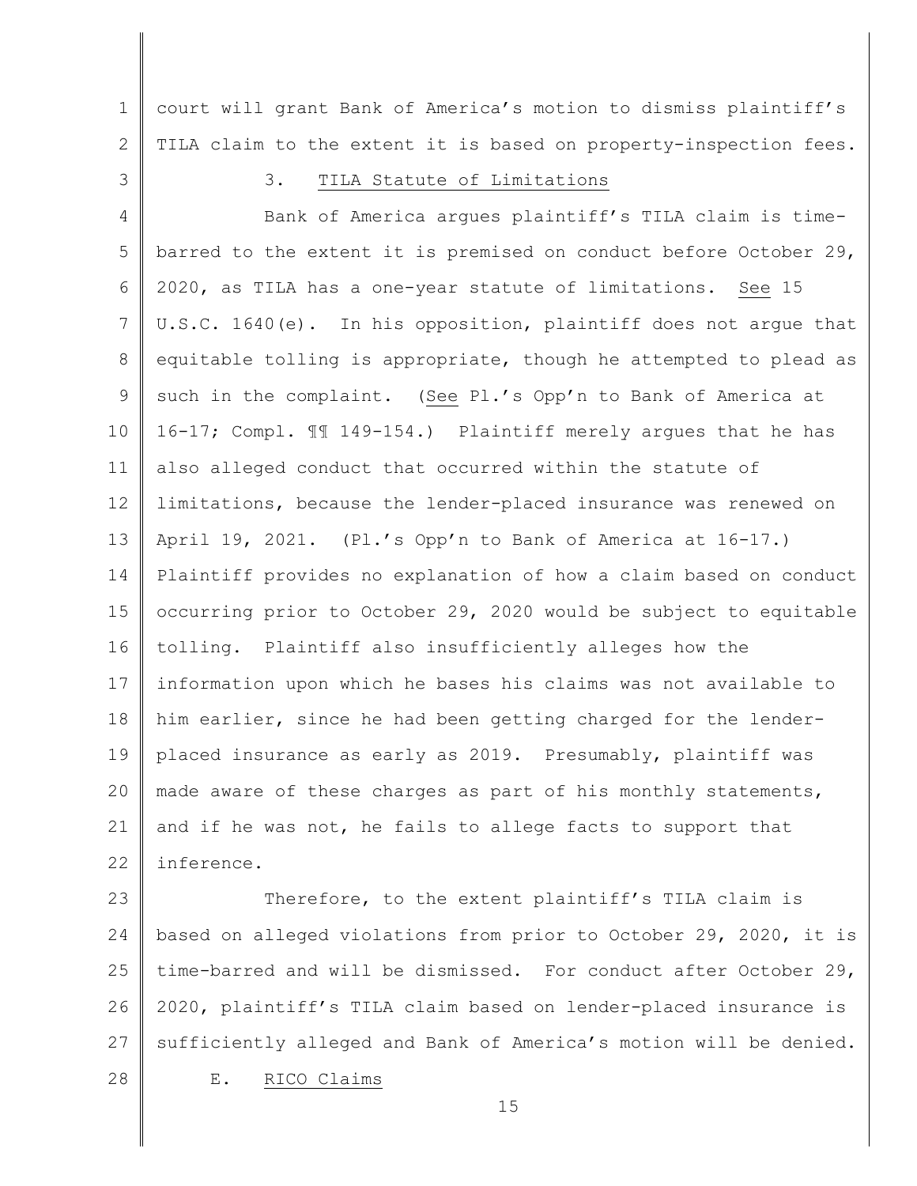court will grant Bank of America's motion to dismiss plaintiff's TILA claim to the extent it is based on property-inspection fees.

### 3. TILA Statute of Limitations

Bank of America argues plaintiff's TILA claim is time-barred to the extent it is premised on conduct before October 29, 2020, as TILA has a one-year statute of limitations. See 15 U.S.C. 1640(e). In his opposition, plaintiff does not argue that equitable tolling is appropriate, though he attempted to plead as such in the complaint. (See Pl.'s Opp'n to Bank of America at 16-17; Compl. ¶¶ 149-154.) Plaintiff merely argues that he has also alleged conduct that occurred within the statute of limitations, because the lender-placed insurance was renewed on April 19, 2021. (Pl.'s Opp'n to Bank of America at 16-17.) Plaintiff provides no explanation of how a claim based on conduct occurring prior to October 29, 2020 would be subject to equitable tolling. Plaintiff also insufficiently alleges how the information upon which he bases his claims was not available to him earlier, since he had been getting charged for the lender-placed insurance as early as 2019. Presumably, plaintiff was made aware of these charges as part of his monthly statements, and if he was not, he fails to allege facts to support that inference.

Therefore, to the extent plaintiff's TILA claim is based on alleged violations from prior to October 29, 2020, it is time-barred and will be dismissed. For conduct after October 29, 2020, plaintiff's TILA claim based on lender-placed insurance is sufficiently alleged and Bank of America's motion will be denied.

## E. RICO Claims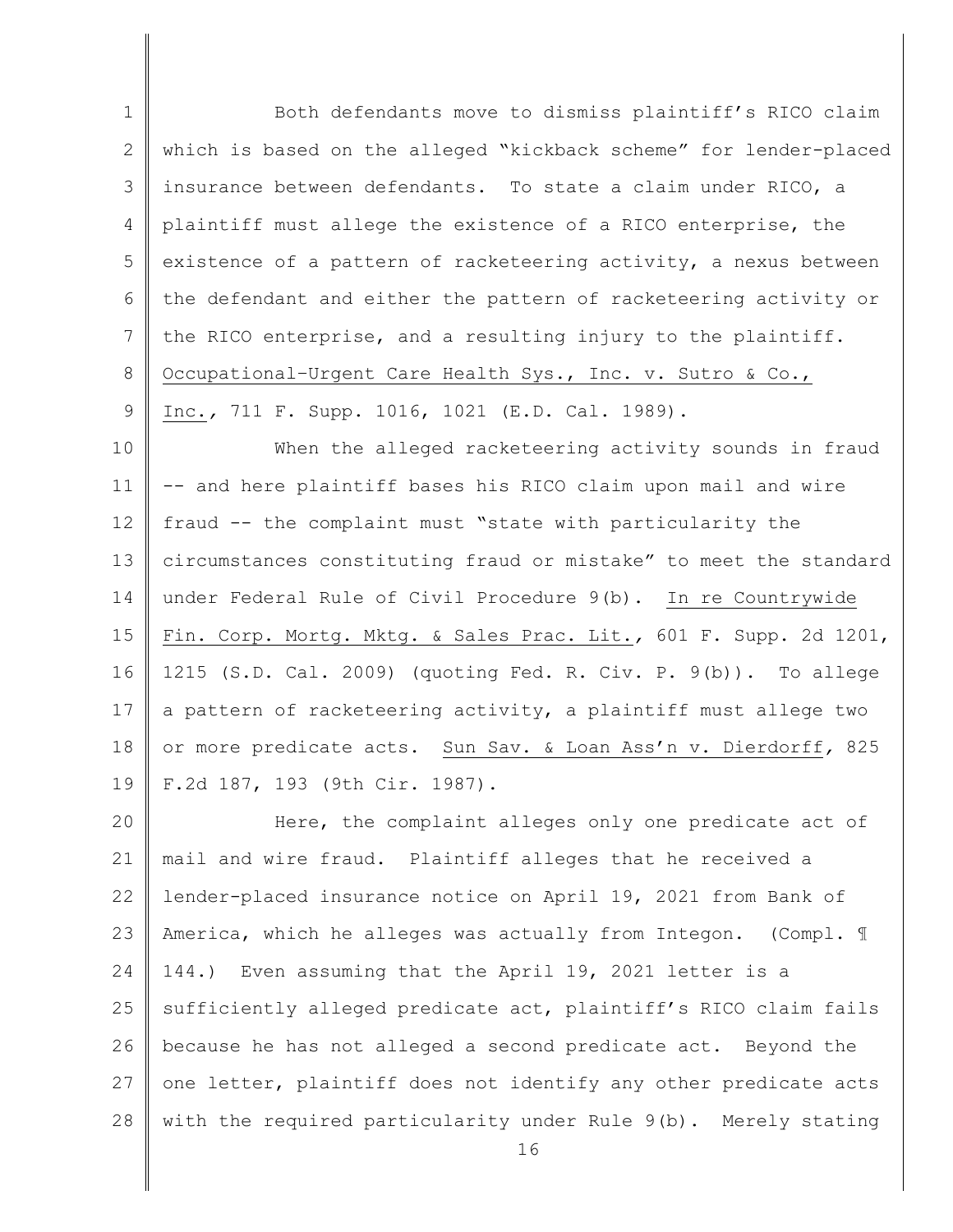Both defendants move to dismiss plaintiff's RICO claim which is based on the alleged "kickback scheme" for lender-placed insurance between defendants. To state a claim under RICO, a plaintiff must allege the existence of a RICO enterprise, the existence of a pattern of racketeering activity, a nexus between the defendant and either the pattern of racketeering activity or the RICO enterprise, and a resulting injury to the plaintiff. Occupational-Urgent Care Health Sys., Inc. v. Sutro & Co., Inc., 711 F. Supp. 1016, 1021 (E.D. Cal. 1989).

When the alleged racketeering activity sounds in fraud -- and here plaintiff bases his RICO claim upon mail and wire fraud -- the complaint must "state with particularity the circumstances constituting fraud or mistake" to meet the standard under Federal Rule of Civil Procedure 9(b). In re Countrywide Fin. Corp. Mortg. Mktg. & Sales Prac. Lit., 601 F. Supp. 2d 1201, 1215 (S.D. Cal. 2009) (quoting Fed. R. Civ. P. 9(b)). To allege a pattern of racketeering activity, a plaintiff must allege two or more predicate acts. Sun Sav. & Loan Ass'n v. Dierdorff, 825 F.2d 187, 193 (9th Cir. 1987).

Here, the complaint alleges only one predicate act of mail and wire fraud. Plaintiff alleges that he received a lender-placed insurance notice on April 19, 2021 from Bank of America, which he alleges was actually from Integon. (Compl. ¶ 144.) Even assuming that the April 19, 2021 letter is a sufficiently alleged predicate act, plaintiff's RICO claim fails because he has not alleged a second predicate act. Beyond the one letter, plaintiff does not identify any other predicate acts with the required particularity under Rule 9(b). Merely stating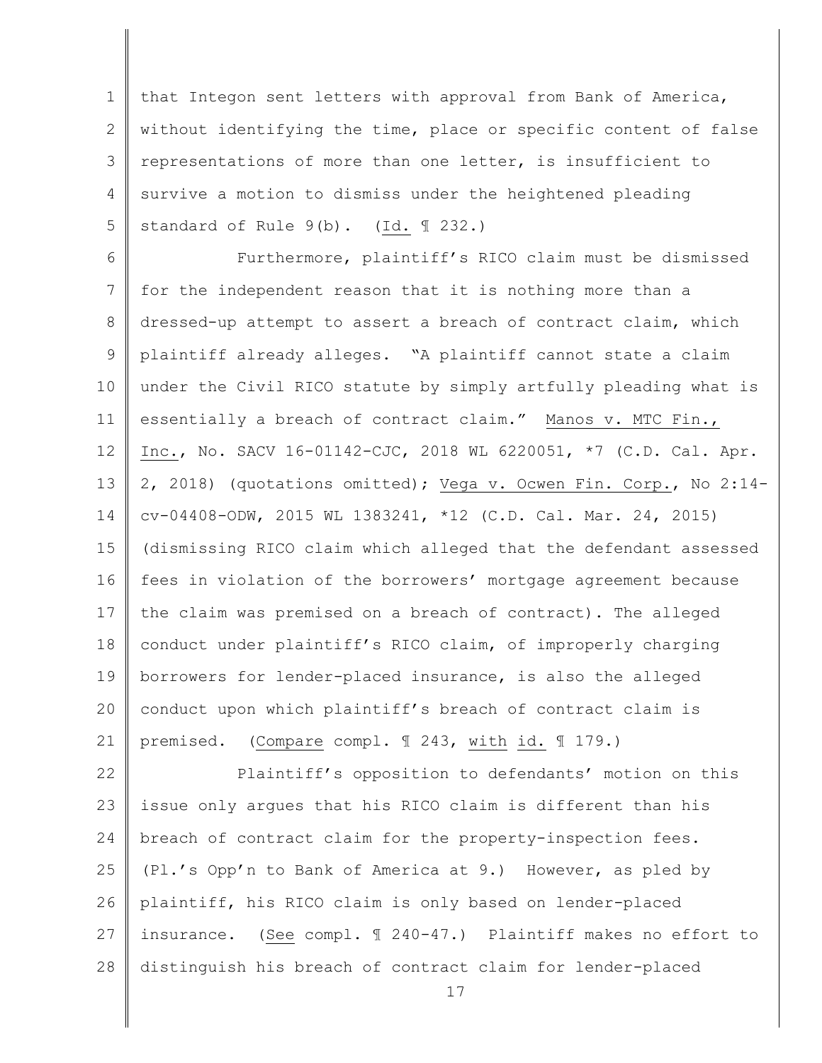that Integon sent letters with approval from Bank of America, without identifying the time, place or specific content of false representations of more than one letter, is insufficient to survive a motion to dismiss under the heightened pleading standard of Rule 9(b). (Id. ¶ 232.)

Furthermore, plaintiff's RICO claim must be dismissed for the independent reason that it is nothing more than a dressed-up attempt to assert a breach of contract claim, which plaintiff already alleges. "A plaintiff cannot state a claim under the Civil RICO statute by simply artfully pleading what is essentially a breach of contract claim." Manos v. MTC Fin., Inc., No. SACV 16-01142-CJC, 2018 WL 6220051, *7 (C.D. Cal. Apr. 2, 2018) (quotations omitted); Vega v. Ocwen Fin. Corp., No 2:14-cv-04408-ODW, 2015 WL 1383241, *12 (C.D. Cal. Mar. 24, 2015) (dismissing RICO claim which alleged that the defendant assessed fees in violation of the borrowers' mortgage agreement because the claim was premised on a breach of contract). The alleged conduct under plaintiff's RICO claim, of improperly charging borrowers for lender-placed insurance, is also the alleged conduct upon which plaintiff's breach of contract claim is premised. (Compare compl. ¶ 243, with id. ¶ 179.)

Plaintiff's opposition to defendants' motion on this issue only argues that his RICO claim is different than his breach of contract claim for the property-inspection fees. (Pl.'s Opp'n to Bank of America at 9.) However, as pled by plaintiff, his RICO claim is only based on lender-placed insurance. (See compl. ¶ 240-47.) Plaintiff makes no effort to distinguish his breach of contract claim for lender-placed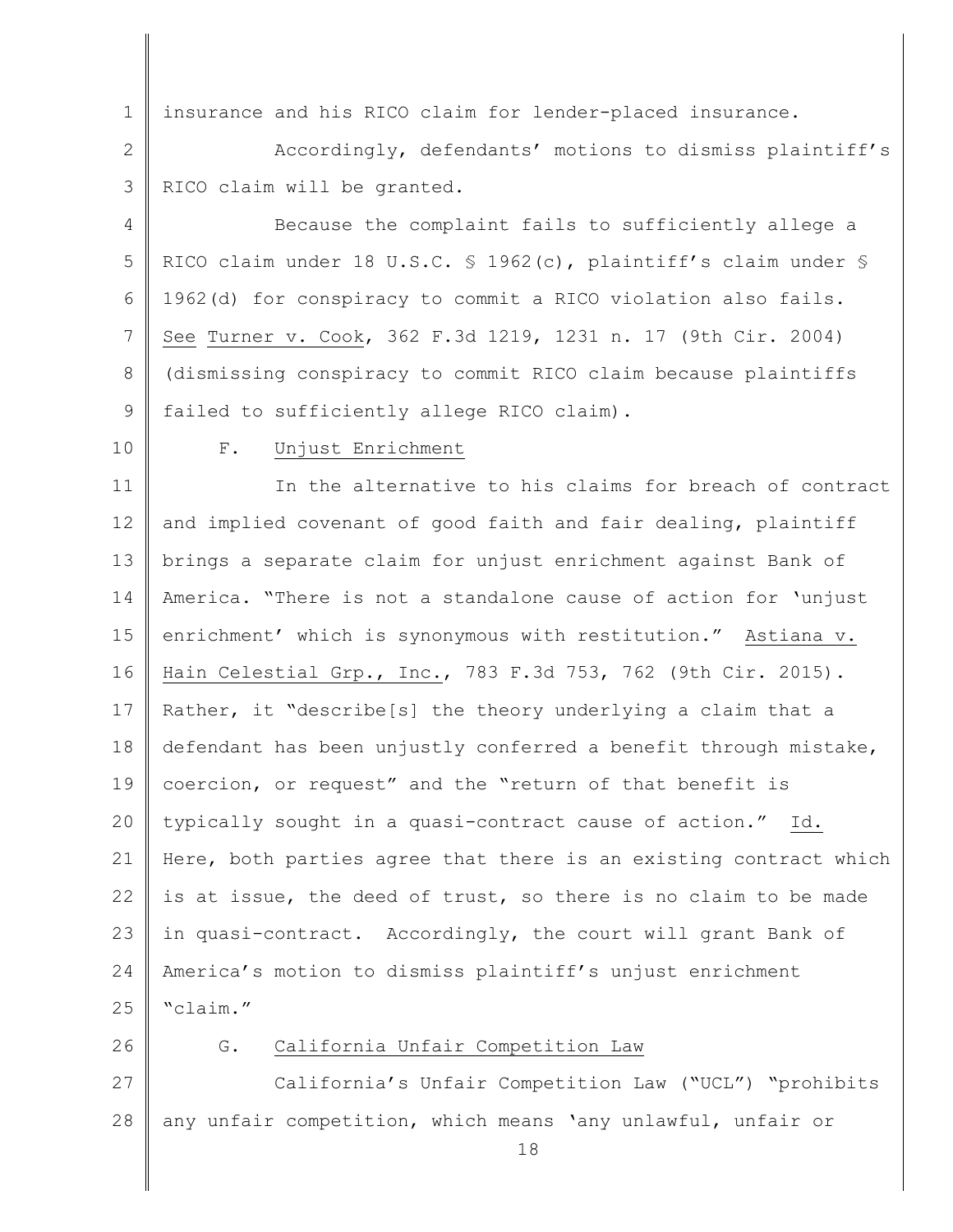insurance and his RICO claim for lender-placed insurance.

Accordingly, defendants' motions to dismiss plaintiff's RICO claim will be granted.

Because the complaint fails to sufficiently allege a RICO claim under 18 U.S.C. § 1962(c), plaintiff's claim under § 1962(d) for conspiracy to commit a RICO violation also fails. See Turner v. Cook, 362 F.3d 1219, 1231 n. 17 (9th Cir. 2004) (dismissing conspiracy to commit RICO claim because plaintiffs failed to sufficiently allege RICO claim).

### F. Unjust Enrichment

In the alternative to his claims for breach of contract and implied covenant of good faith and fair dealing, plaintiff brings a separate claim for unjust enrichment against Bank of America. "There is not a standalone cause of action for 'unjust enrichment' which is synonymous with restitution." Astiana v. Hain Celestial Grp., Inc., 783 F.3d 753, 762 (9th Cir. 2015). Rather, it "describe[s] the theory underlying a claim that a defendant has been unjustly conferred a benefit through mistake, coercion, or request" and the "return of that benefit is typically sought in a quasi-contract cause of action." Id. Here, both parties agree that there is an existing contract which is at issue, the deed of trust, so there is no claim to be made in quasi-contract. Accordingly, the court will grant Bank of America's motion to dismiss plaintiff's unjust enrichment "claim."

### G. California Unfair Competition Law

California's Unfair Competition Law ("UCL") "prohibits any unfair competition, which means 'any unlawful, unfair or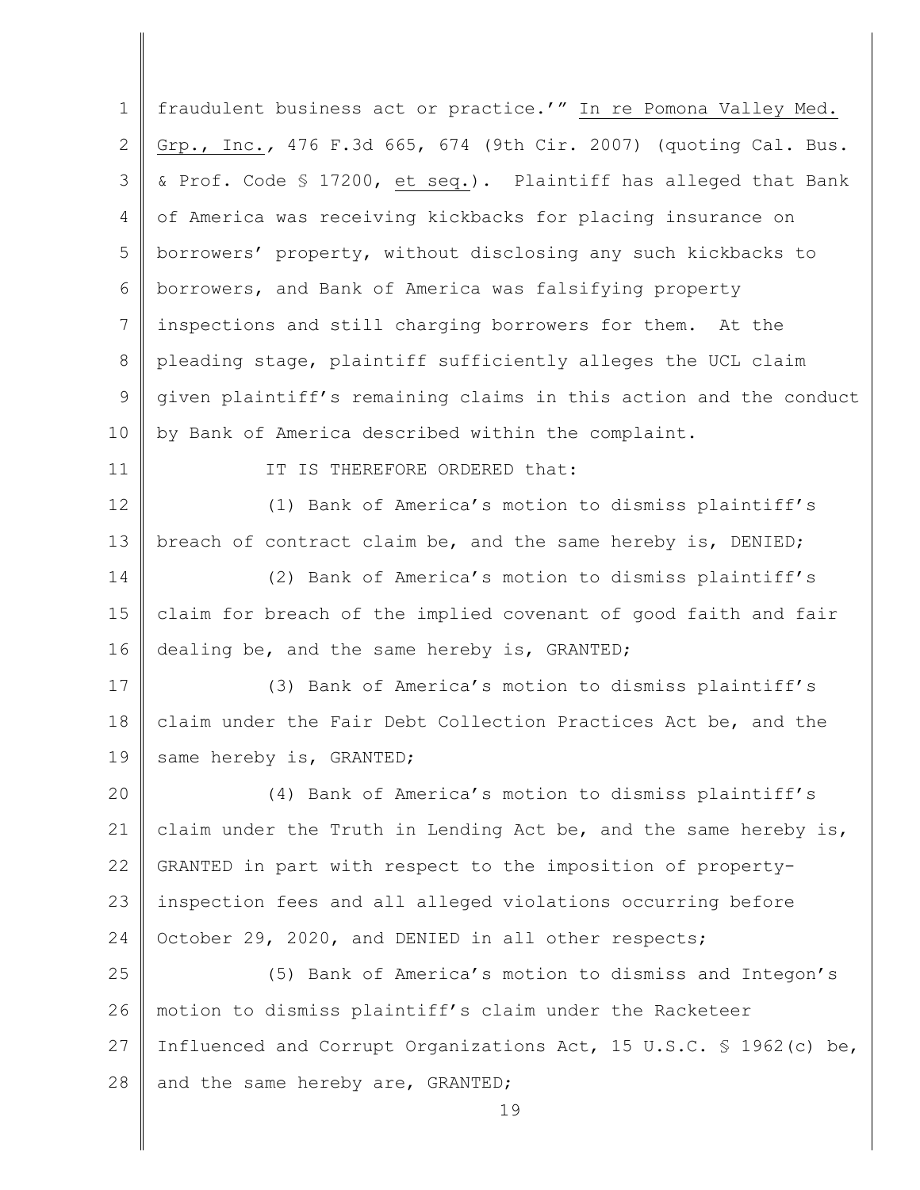fraudulent business act or practice.'" In re Pomona Valley Med. Grp., Inc., 476 F.3d 665, 674 (9th Cir. 2007) (quoting Cal. Bus. & Prof. Code § 17200, et seq.). Plaintiff has alleged that Bank of America was receiving kickbacks for placing insurance on borrowers' property, without disclosing any such kickbacks to borrowers, and Bank of America was falsifying property inspections and still charging borrowers for them. At the pleading stage, plaintiff sufficiently alleges the UCL claim given plaintiff's remaining claims in this action and the conduct by Bank of America described within the complaint.

IT IS THEREFORE ORDERED that:

(1) Bank of America's motion to dismiss plaintiff's breach of contract claim be, and the same hereby is, DENIED;

(2) Bank of America's motion to dismiss plaintiff's claim for breach of the implied covenant of good faith and fair dealing be, and the same hereby is, GRANTED;

(3) Bank of America's motion to dismiss plaintiff's claim under the Fair Debt Collection Practices Act be, and the same hereby is, GRANTED;

(4) Bank of America's motion to dismiss plaintiff's claim under the Truth in Lending Act be, and the same hereby is, GRANTED in part with respect to the imposition of property-inspection fees and all alleged violations occurring before October 29, 2020, and DENIED in all other respects;

(5) Bank of America's motion to dismiss and Integon's motion to dismiss plaintiff's claim under the Racketeer Influenced and Corrupt Organizations Act, 15 U.S.C. § 1962(c) be, and the same hereby are, GRANTED;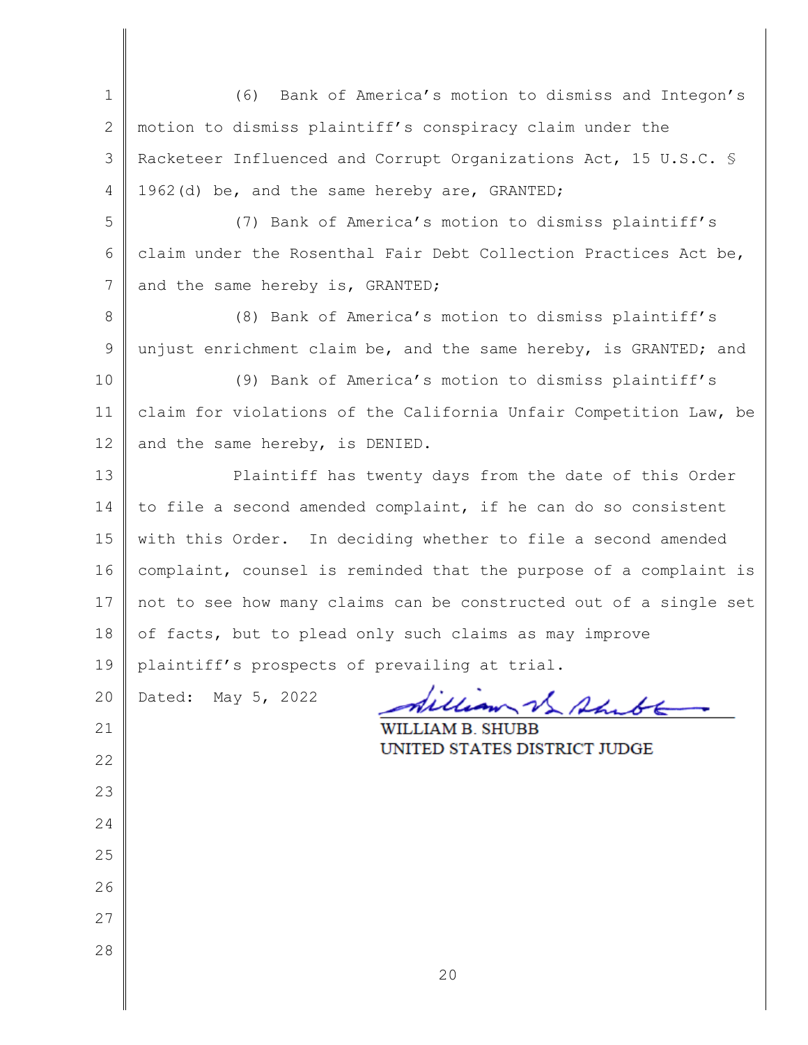(6) Bank of America's motion to dismiss and Integon's motion to dismiss plaintiff's conspiracy claim under the Racketeer Influenced and Corrupt Organizations Act, 15 U.S.C. § 1962(d) be, and the same hereby are, GRANTED;

(7) Bank of America's motion to dismiss plaintiff's claim under the Rosenthal Fair Debt Collection Practices Act be, and the same hereby is, GRANTED;

(8) Bank of America's motion to dismiss plaintiff's unjust enrichment claim be, and the same hereby, is GRANTED; and

(9) Bank of America's motion to dismiss plaintiff's claim for violations of the California Unfair Competition Law, be and the same hereby, is DENIED.

Plaintiff has twenty days from the date of this Order to file a second amended complaint, if he can do so consistent with this Order. In deciding whether to file a second amended complaint, counsel is reminded that the purpose of a complaint is not to see how many claims can be constructed out of a single set of facts, but to plead only such claims as may improve plaintiff's prospects of prevailing at trial.

Dated: May 5, 2022

WILLIAM B. SHUBB
UNITED STATES DISTRICT JUDGE